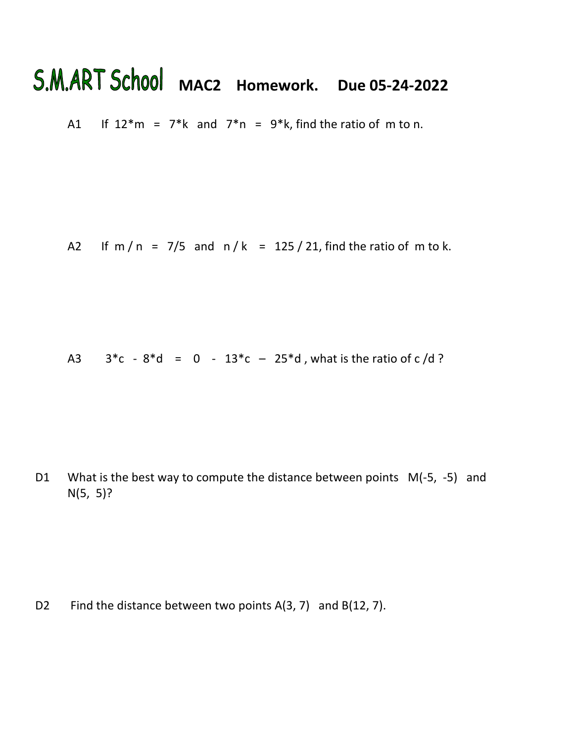# S.M.ART School MAC2 Homework. Due 05-24-2022

A1 If $12*m = 7*k$ and $7*n = 9*k$, find the ratio of m to n.

A2 If $m / n = 7/5$ and $n / k = 125 / 21$, find the ratio of m to k.

A3 $3*c - 8*d = 0 - 13*c - 25*d$, what is the ratio of c /d ?

D1 What is the best way to compute the distance between points M(-5, -5) and N(5, 5)?

D2 Find the distance between two points A(3, 7) and B(12, 7).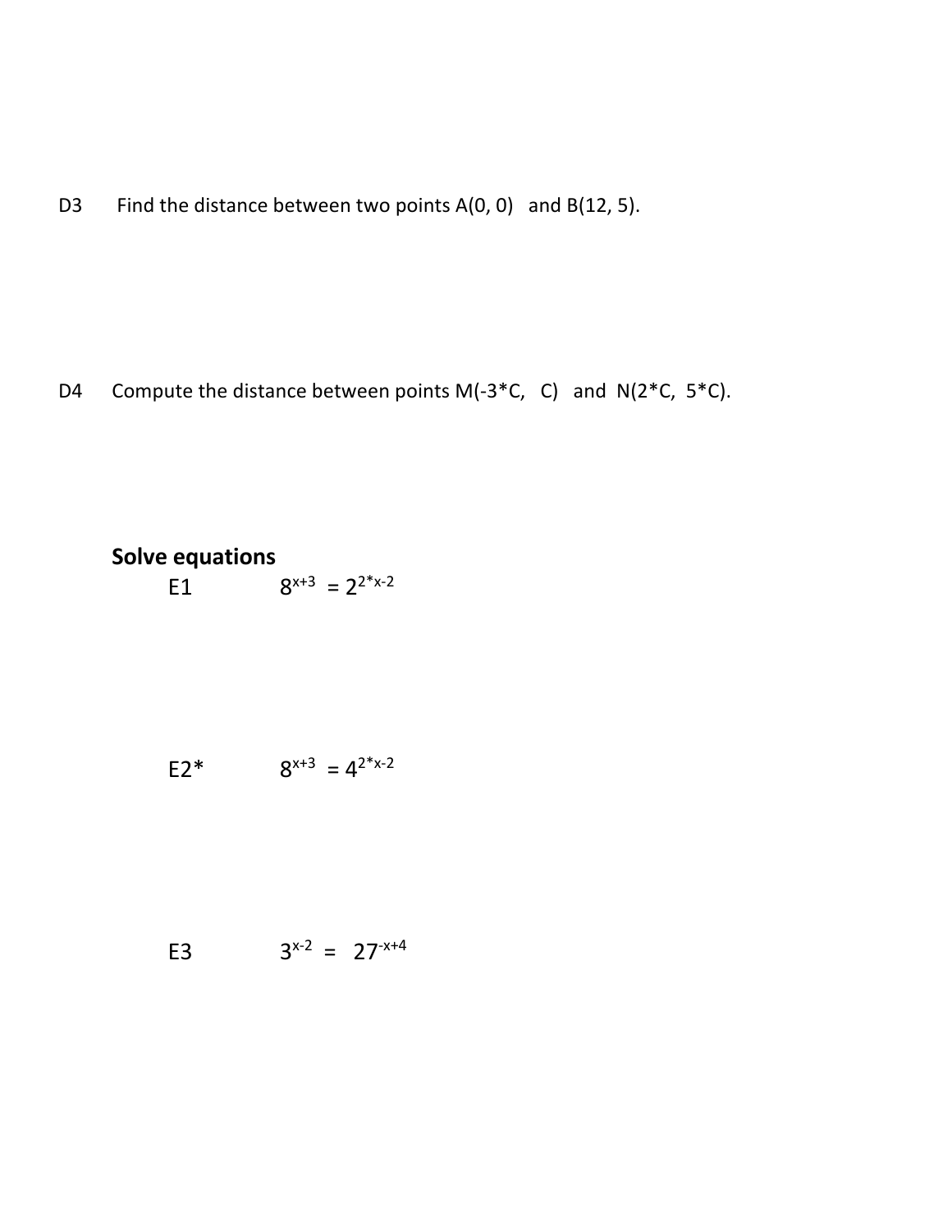D3 Find the distance between two points A(0, 0) and B(12, 5).

D4 Compute the distance between points M(-3*C, C) and N(2*C, 5*C).

**Solve equations**

E1 $8^{x+3} = 2^{2*x-2}$

E2* $8^{x+3} = 4^{2*x-2}$

E3 $3^{x-2} = 27^{-x+4}$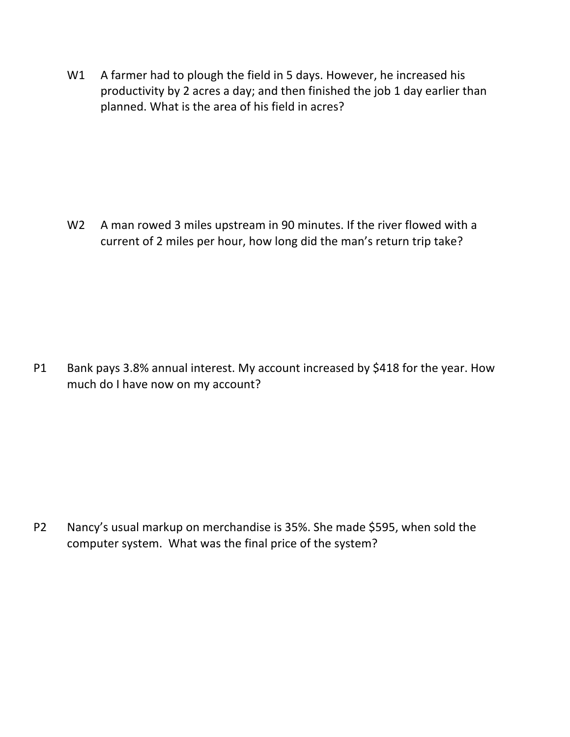W1 A farmer had to plough the field in 5 days. However, he increased his productivity by 2 acres a day; and then finished the job 1 day earlier than planned. What is the area of his field in acres?

W2 A man rowed 3 miles upstream in 90 minutes. If the river flowed with a current of 2 miles per hour, how long did the man's return trip take?

P1 Bank pays 3.8% annual interest. My account increased by $418 for the year. How much do I have now on my account?

P2 Nancy's usual markup on merchandise is 35%. She made $595, when sold the computer system. What was the final price of the system?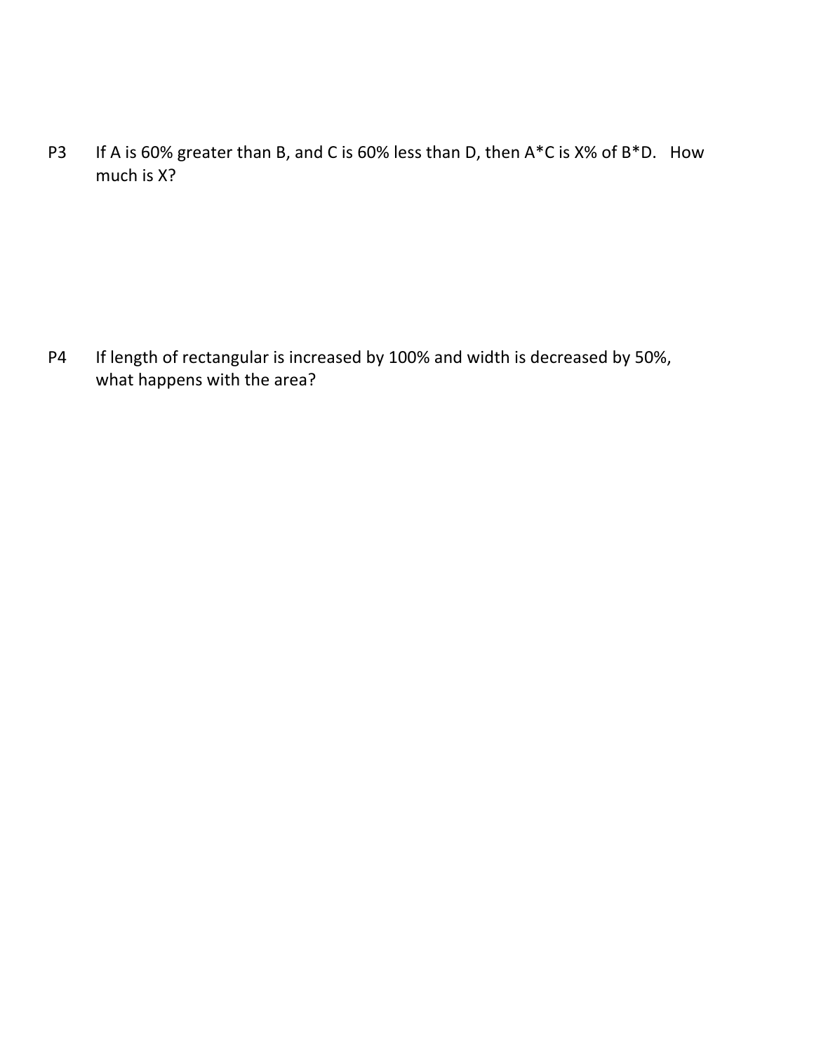P3 If A is 60% greater than B, and C is 60% less than D, then A*C is X% of B*D. How much is X?

P4 If length of rectangular is increased by 100% and width is decreased by 50%, what happens with the area?